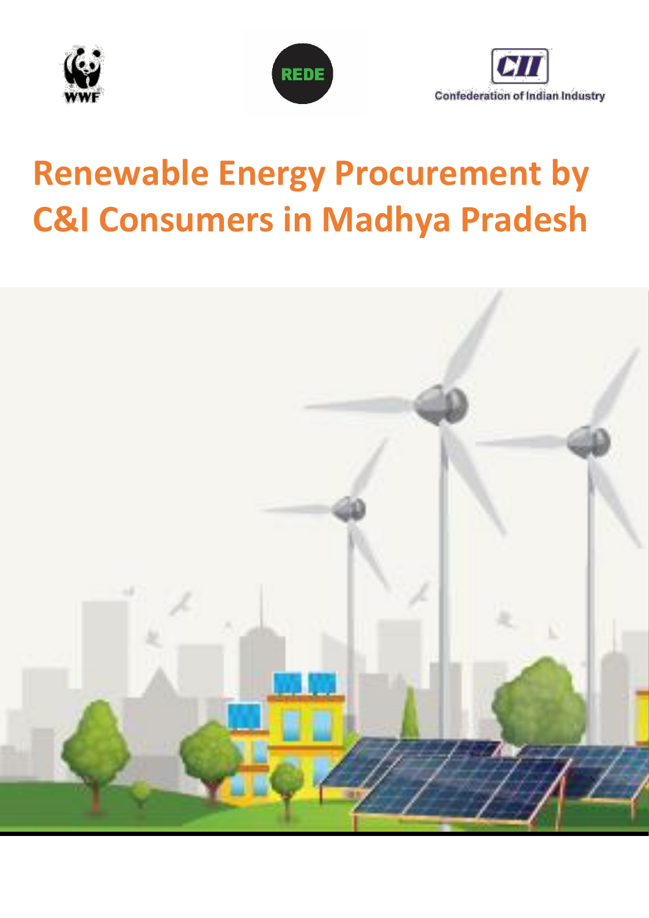WWF

REDE

CII
Confederation of Indian Industry

# Renewable Energy Procurement by C&I Consumers in Madhya Pradesh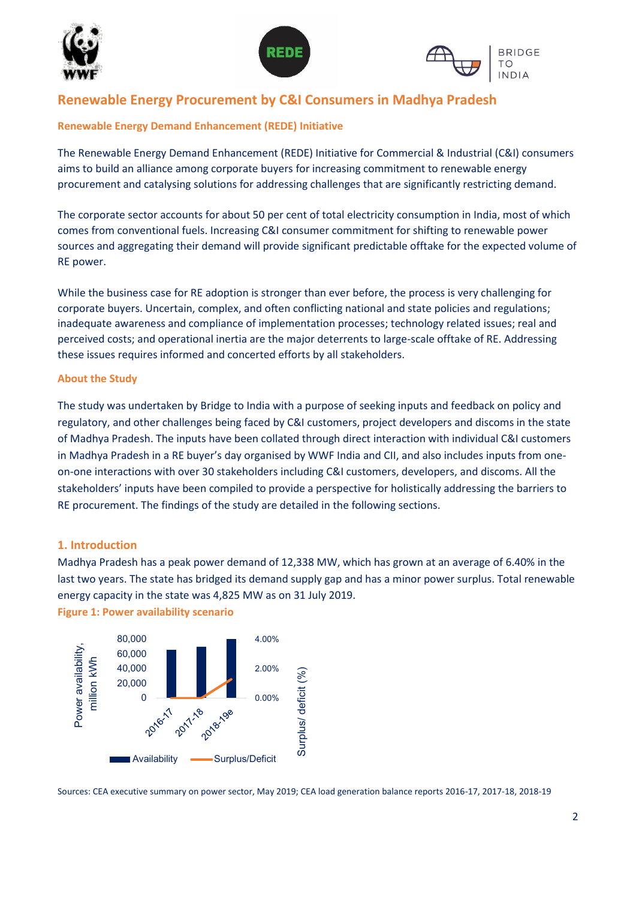# Renewable Energy Procurement by C&I Consumers in Madhya Pradesh

### Renewable Energy Demand Enhancement (REDE) Initiative

The Renewable Energy Demand Enhancement (REDE) Initiative for Commercial & Industrial (C&I) consumers aims to build an alliance among corporate buyers for increasing commitment to renewable energy procurement and catalysing solutions for addressing challenges that are significantly restricting demand.

The corporate sector accounts for about 50 per cent of total electricity consumption in India, most of which comes from conventional fuels. Increasing C&I consumer commitment for shifting to renewable power sources and aggregating their demand will provide significant predictable offtake for the expected volume of RE power.

While the business case for RE adoption is stronger than ever before, the process is very challenging for corporate buyers. Uncertain, complex, and often conflicting national and state policies and regulations; inadequate awareness and compliance of implementation processes; technology related issues; real and perceived costs; and operational inertia are the major deterrents to large-scale offtake of RE. Addressing these issues requires informed and concerted efforts by all stakeholders.

### About the Study

The study was undertaken by Bridge to India with a purpose of seeking inputs and feedback on policy and regulatory, and other challenges being faced by C&I customers, project developers and discoms in the state of Madhya Pradesh. The inputs have been collated through direct interaction with individual C&I customers in Madhya Pradesh in a RE buyer's day organised by WWF India and CII, and also includes inputs from one-on-one interactions with over 30 stakeholders including C&I customers, developers, and discoms. All the stakeholders' inputs have been compiled to provide a perspective for holistically addressing the barriers to RE procurement. The findings of the study are detailed in the following sections.

## 1. Introduction

Madhya Pradesh has a peak power demand of 12,338 MW, which has grown at an average of 6.40% in the last two years. The state has bridged its demand supply gap and has a minor power surplus. Total renewable energy capacity in the state was 4,825 MW as on 31 July 2019.

**Figure 1: Power availability scenario**

Sources: CEA executive summary on power sector, May 2019; CEA load generation balance reports 2016-17, 2017-18, 2018-19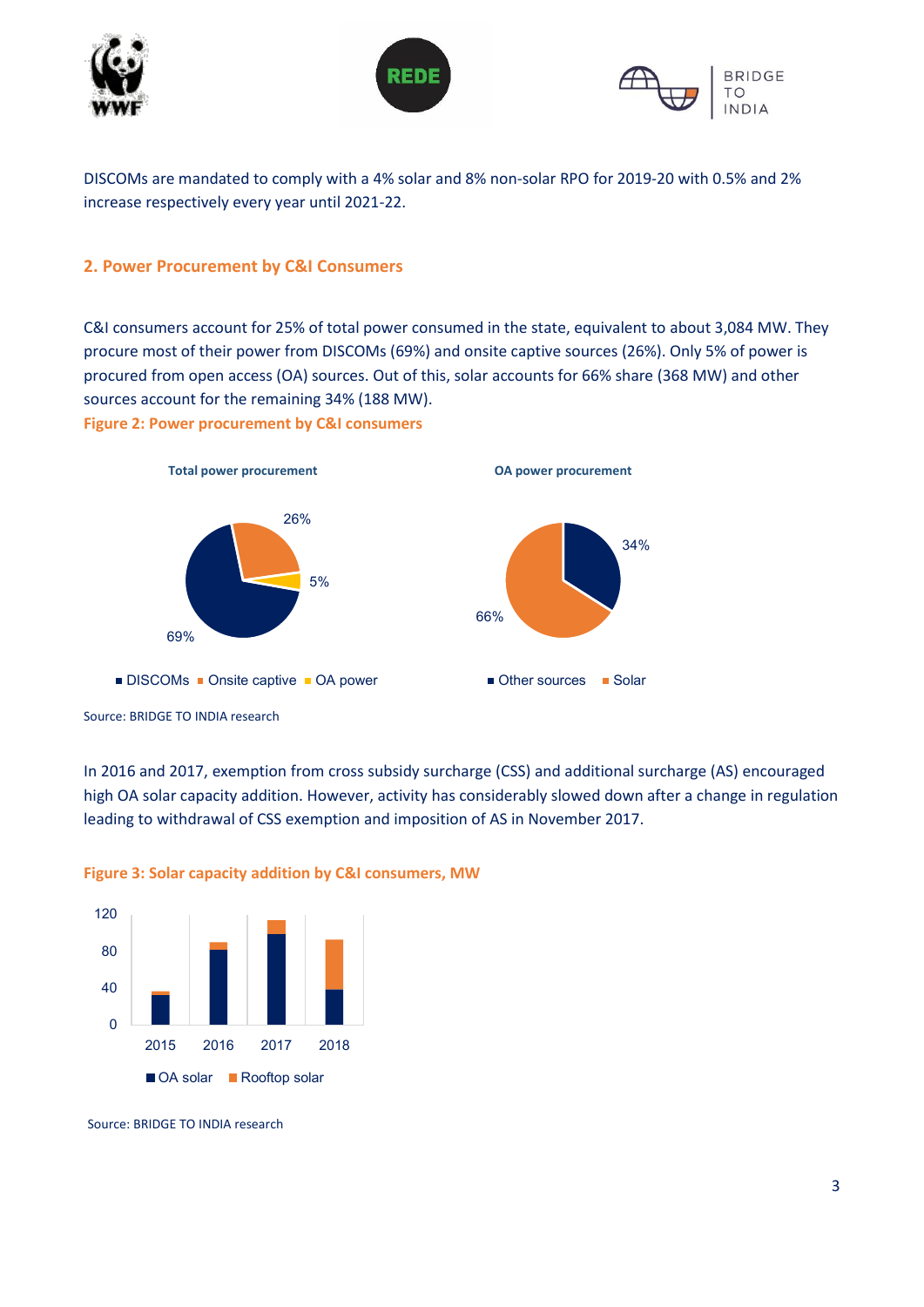DISCOMs are mandated to comply with a 4% solar and 8% non-solar RPO for 2019-20 with 0.5% and 2% increase respectively every year until 2021-22.

## 2. Power Procurement by C&I Consumers

C&I consumers account for 25% of total power consumed in the state, equivalent to about 3,084 MW. They procure most of their power from DISCOMs (69%) and onsite captive sources (26%). Only 5% of power is procured from open access (OA) sources. Out of this, solar accounts for 66% share (368 MW) and other sources account for the remaining 34% (188 MW).

**Figure 2: Power procurement by C&I consumers**

Total power procurement

| Source | Share |
|---|---|
| DISCOMs | 69% |
| Onsite captive | 26% |
| OA power | 5% |

OA power procurement

| Source | Share |
|---|---|
| Other sources | 34% |
| Solar | 66% |

Source: BRIDGE TO INDIA research

In 2016 and 2017, exemption from cross subsidy surcharge (CSS) and additional surcharge (AS) encouraged high OA solar capacity addition. However, activity has considerably slowed down after a change in regulation leading to withdrawal of CSS exemption and imposition of AS in November 2017.

**Figure 3: Solar capacity addition by C&I consumers, MW**

Legend: OA solar, Rooftop solar (years 2015, 2016, 2017, 2018; y-axis 0–120)

Source: BRIDGE TO INDIA research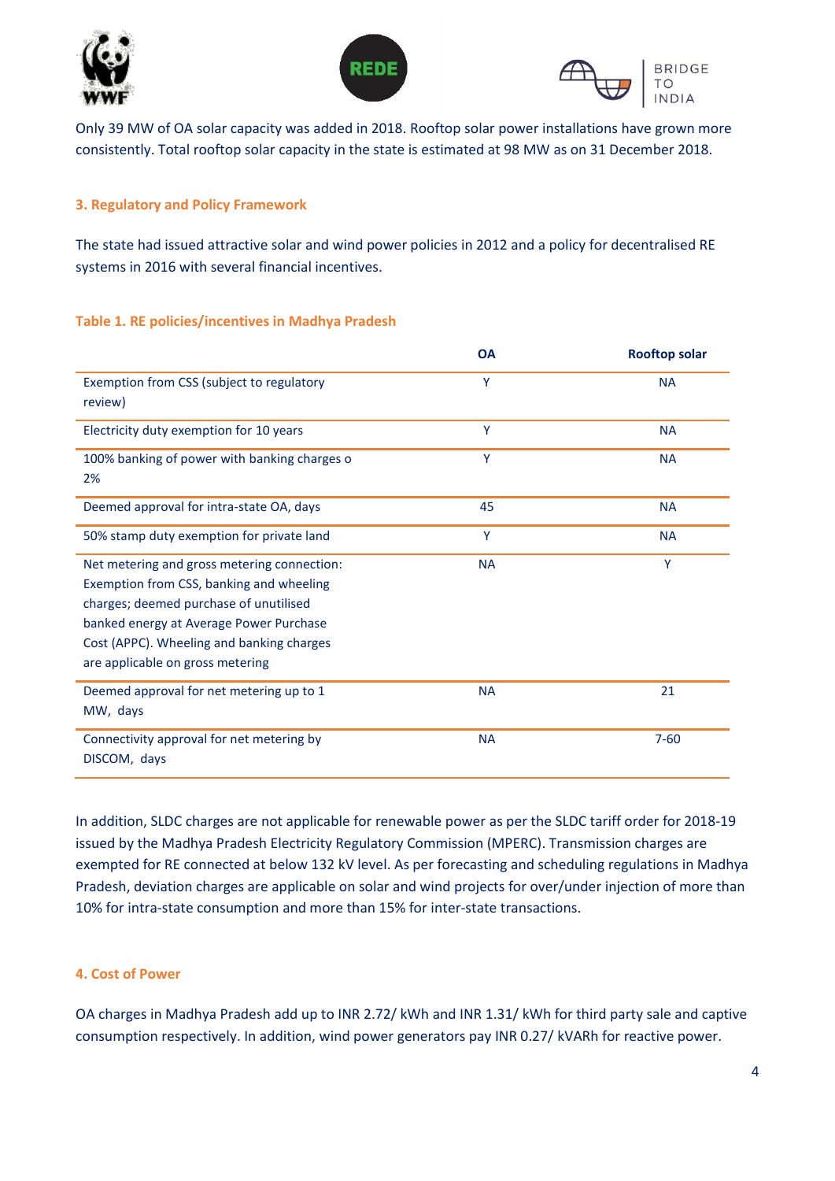Only 39 MW of OA solar capacity was added in 2018. Rooftop solar power installations have grown more consistently. Total rooftop solar capacity in the state is estimated at 98 MW as on 31 December 2018.

### 3. Regulatory and Policy Framework

The state had issued attractive solar and wind power policies in 2012 and a policy for decentralised RE systems in 2016 with several financial incentives.

**Table 1. RE policies/incentives in Madhya Pradesh**

| | OA | Rooftop solar |
|---|---|---|
| Exemption from CSS (subject to regulatory review) | Y | NA |
| Electricity duty exemption for 10 years | Y | NA |
| 100% banking of power with banking charges o 2% | Y | NA |
| Deemed approval for intra-state OA, days | 45 | NA |
| 50% stamp duty exemption for private land | Y | NA |
| Net metering and gross metering connection: Exemption from CSS, banking and wheeling charges; deemed purchase of unutilised banked energy at Average Power Purchase Cost (APPC). Wheeling and banking charges are applicable on gross metering | NA | Y |
| Deemed approval for net metering up to 1 MW, days | NA | 21 |
| Connectivity approval for net metering by DISCOM, days | NA | 7-60 |

In addition, SLDC charges are not applicable for renewable power as per the SLDC tariff order for 2018-19 issued by the Madhya Pradesh Electricity Regulatory Commission (MPERC). Transmission charges are exempted for RE connected at below 132 kV level. As per forecasting and scheduling regulations in Madhya Pradesh, deviation charges are applicable on solar and wind projects for over/under injection of more than 10% for intra-state consumption and more than 15% for inter-state transactions.

### 4. Cost of Power

OA charges in Madhya Pradesh add up to INR 2.72/ kWh and INR 1.31/ kWh for third party sale and captive consumption respectively. In addition, wind power generators pay INR 0.27/ kVARh for reactive power.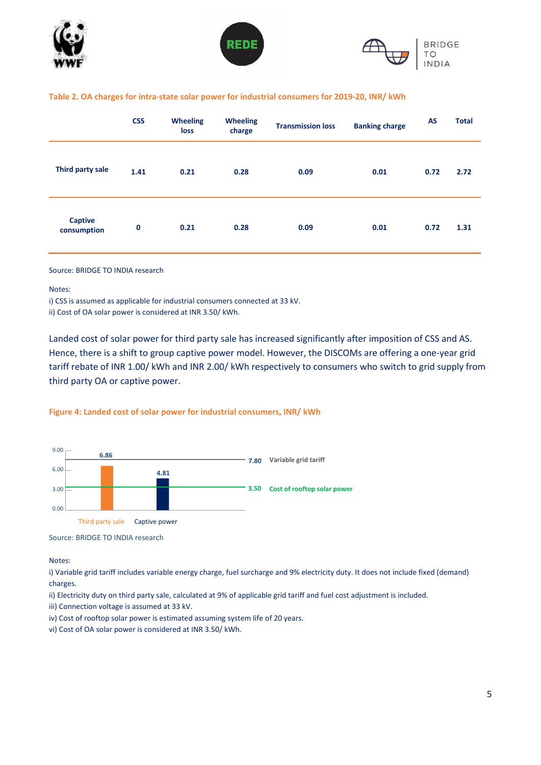**Table 2. OA charges for intra-state solar power for industrial consumers for 2019-20, INR/ kWh**

| | CSS | Wheeling loss | Wheeling charge | Transmission loss | Banking charge | AS | Total |
|---|---|---|---|---|---|---|---|
| **Third party sale** | 1.41 | 0.21 | 0.28 | 0.09 | 0.01 | 0.72 | 2.72 |
| **Captive consumption** | 0 | 0.21 | 0.28 | 0.09 | 0.01 | 0.72 | 1.31 |

Source: BRIDGE TO INDIA research

Notes:

i) CSS is assumed as applicable for industrial consumers connected at 33 kV.

ii) Cost of OA solar power is considered at INR 3.50/ kWh.

Landed cost of solar power for third party sale has increased significantly after imposition of CSS and AS. Hence, there is a shift to group captive power model. However, the DISCOMs are offering a one-year grid tariff rebate of INR 1.00/ kWh and INR 2.00/ kWh respectively to consumers who switch to grid supply from third party OA or captive power.

**Figure 4: Landed cost of solar power for industrial consumers, INR/ kWh**

| | Landed cost (INR/ kWh) |
|---|---|
| Third party sale | 6.86 |
| Captive power | 4.81 |
| Variable grid tariff | 7.80 |
| Cost of rooftop solar power | 3.50 |

Source: BRIDGE TO INDIA research

Notes:

i) Variable grid tariff includes variable energy charge, fuel surcharge and 9% electricity duty. It does not include fixed (demand) charges.

ii) Electricity duty on third party sale, calculated at 9% of applicable grid tariff and fuel cost adjustment is included.

iii) Connection voltage is assumed at 33 kV.

iv) Cost of rooftop solar power is estimated assuming system life of 20 years.

vi) Cost of OA solar power is considered at INR 3.50/ kWh.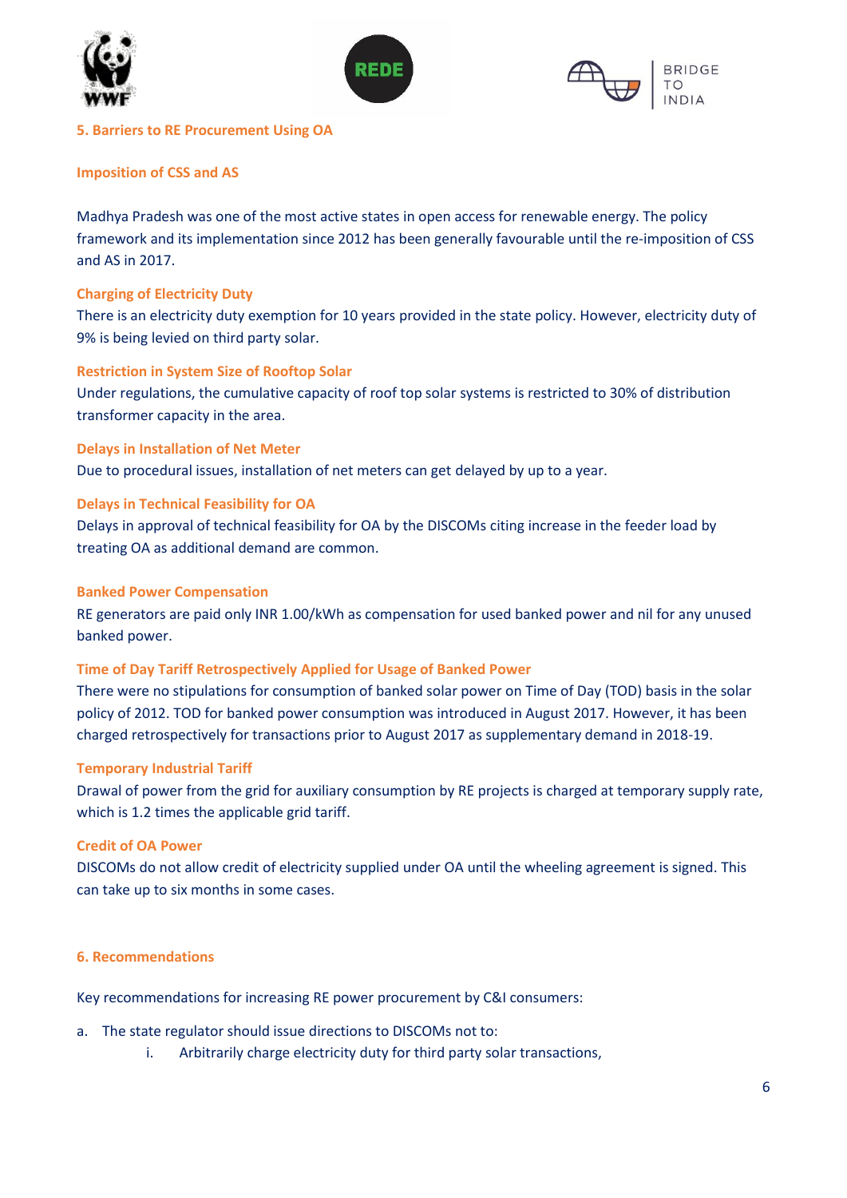## 5. Barriers to RE Procurement Using OA

### Imposition of CSS and AS

Madhya Pradesh was one of the most active states in open access for renewable energy. The policy framework and its implementation since 2012 has been generally favourable until the re-imposition of CSS and AS in 2017.

### Charging of Electricity Duty

There is an electricity duty exemption for 10 years provided in the state policy. However, electricity duty of 9% is being levied on third party solar.

### Restriction in System Size of Rooftop Solar

Under regulations, the cumulative capacity of roof top solar systems is restricted to 30% of distribution transformer capacity in the area.

### Delays in Installation of Net Meter

Due to procedural issues, installation of net meters can get delayed by up to a year.

### Delays in Technical Feasibility for OA

Delays in approval of technical feasibility for OA by the DISCOMs citing increase in the feeder load by treating OA as additional demand are common.

### Banked Power Compensation

RE generators are paid only INR 1.00/kWh as compensation for used banked power and nil for any unused banked power.

### Time of Day Tariff Retrospectively Applied for Usage of Banked Power

There were no stipulations for consumption of banked solar power on Time of Day (TOD) basis in the solar policy of 2012. TOD for banked power consumption was introduced in August 2017. However, it has been charged retrospectively for transactions prior to August 2017 as supplementary demand in 2018-19.

### Temporary Industrial Tariff

Drawal of power from the grid for auxiliary consumption by RE projects is charged at temporary supply rate, which is 1.2 times the applicable grid tariff.

### Credit of OA Power

DISCOMs do not allow credit of electricity supplied under OA until the wheeling agreement is signed. This can take up to six months in some cases.

## 6. Recommendations

Key recommendations for increasing RE power procurement by C&I consumers:

a. The state regulator should issue directions to DISCOMs not to:
   i. Arbitrarily charge electricity duty for third party solar transactions,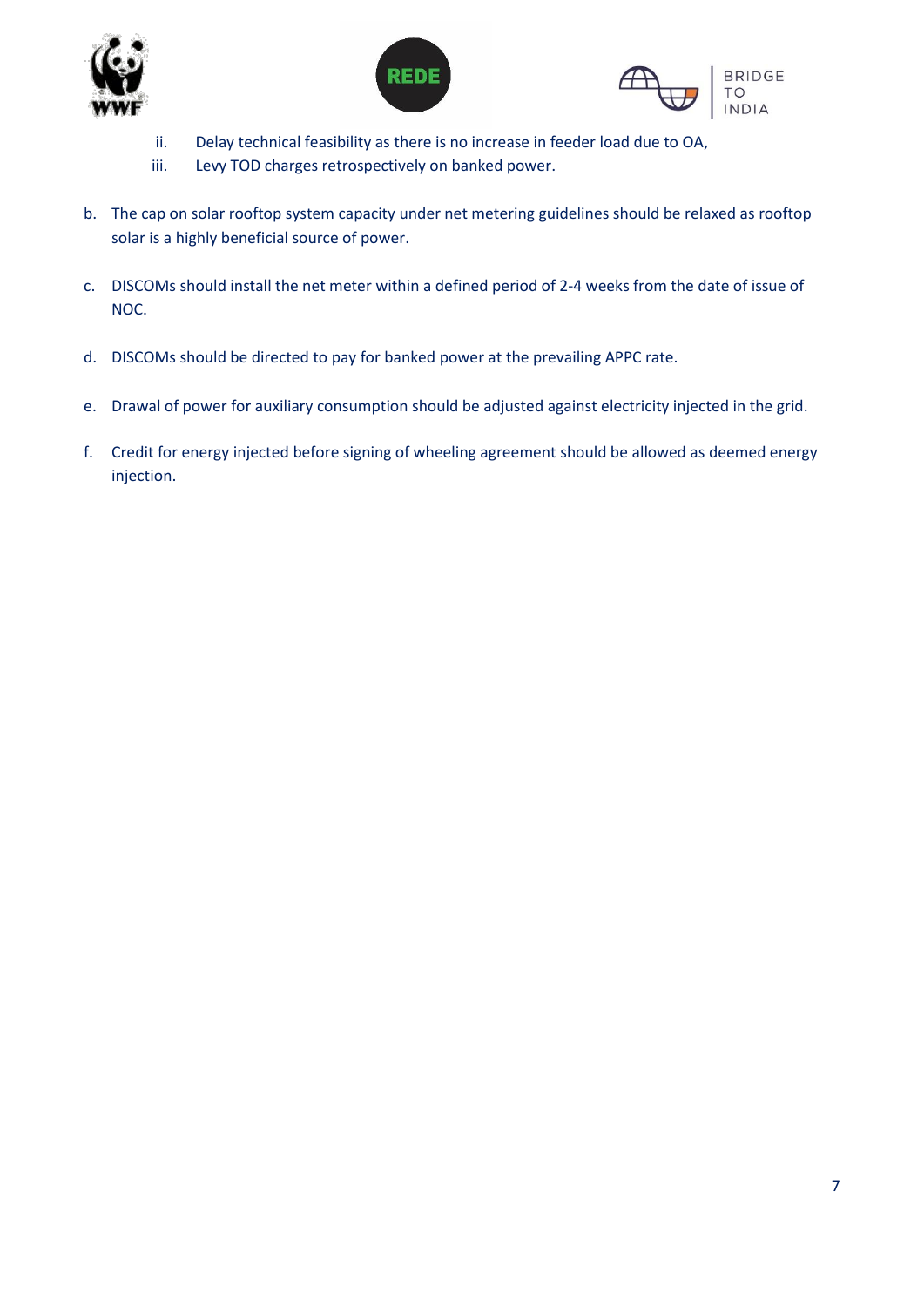ii. Delay technical feasibility as there is no increase in feeder load due to OA,
   iii. Levy TOD charges retrospectively on banked power.

b. The cap on solar rooftop system capacity under net metering guidelines should be relaxed as rooftop solar is a highly beneficial source of power.

c. DISCOMs should install the net meter within a defined period of 2-4 weeks from the date of issue of NOC.

d. DISCOMs should be directed to pay for banked power at the prevailing APPC rate.

e. Drawal of power for auxiliary consumption should be adjusted against electricity injected in the grid.

f. Credit for energy injected before signing of wheeling agreement should be allowed as deemed energy injection.